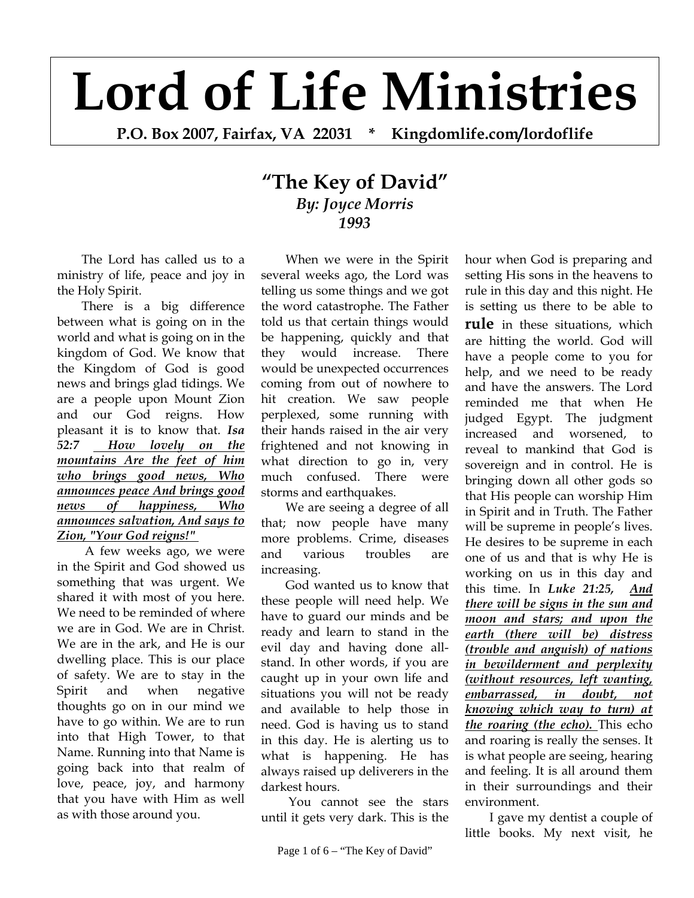# Lord of Life Ministries

**P.O. Box 2007, Fairfax, VA 22031 * Kingdomlife.com/lordoflife**

## "The Key of David"

***By: Joyce Morris***
***1993***

The Lord has called us to a ministry of life, peace and joy in the Holy Spirit.

There is a big difference between what is going on in the world and what is going on in the kingdom of God. We know that the Kingdom of God is good news and brings glad tidings. We are a people upon Mount Zion and our God reigns. How pleasant it is to know that. ***Isa 52:7*** ***How lovely on the mountains Are the feet of him who brings good news, Who announces peace And brings good news of happiness, Who announces salvation, And says to Zion, "Your God reigns!"***

A few weeks ago, we were in the Spirit and God showed us something that was urgent. We shared it with most of you here. We need to be reminded of where we are in God. We are in Christ. We are in the ark, and He is our dwelling place. This is our place of safety. We are to stay in the Spirit and when negative thoughts go on in our mind we have to go within. We are to run into that High Tower, to that Name. Running into that Name is going back into that realm of love, peace, joy, and harmony that you have with Him as well as with those around you.

When we were in the Spirit several weeks ago, the Lord was telling us some things and we got the word catastrophe. The Father told us that certain things would be happening, quickly and that they would increase. There would be unexpected occurrences coming from out of nowhere to hit creation. We saw people perplexed, some running with their hands raised in the air very frightened and not knowing in what direction to go in, very much confused. There were storms and earthquakes.

We are seeing a degree of all that; now people have many more problems. Crime, diseases and various troubles are increasing.

God wanted us to know that these people will need help. We have to guard our minds and be ready and learn to stand in the evil day and having done all-stand. In other words, if you are caught up in your own life and situations you will not be ready and available to help those in need. God is having us to stand in this day. He is alerting us to what is happening. He has always raised up deliverers in the darkest hours.

You cannot see the stars until it gets very dark. This is the hour when God is preparing and setting His sons in the heavens to rule in this day and this night. He is setting us there to be able to **rule** in these situations, which are hitting the world. God will have a people come to you for help, and we need to be ready and have the answers. The Lord reminded me that when He judged Egypt. The judgment increased and worsened, to reveal to mankind that God is sovereign and in control. He is bringing down all other gods so that His people can worship Him in Spirit and in Truth. The Father will be supreme in people's lives. He desires to be supreme in each one of us and that is why He is working on us in this day and this time. In ***Luke 21:25,*** ***And there will be signs in the sun and moon and stars; and upon the earth (there will be) distress (trouble and anguish) of nations in bewilderment and perplexity (without resources, left wanting, embarrassed, in doubt, not knowing which way to turn) at the roaring (the echo).*** This echo and roaring is really the senses. It is what people are seeing, hearing and feeling. It is all around them in their surroundings and their environment.

I gave my dentist a couple of little books. My next visit, he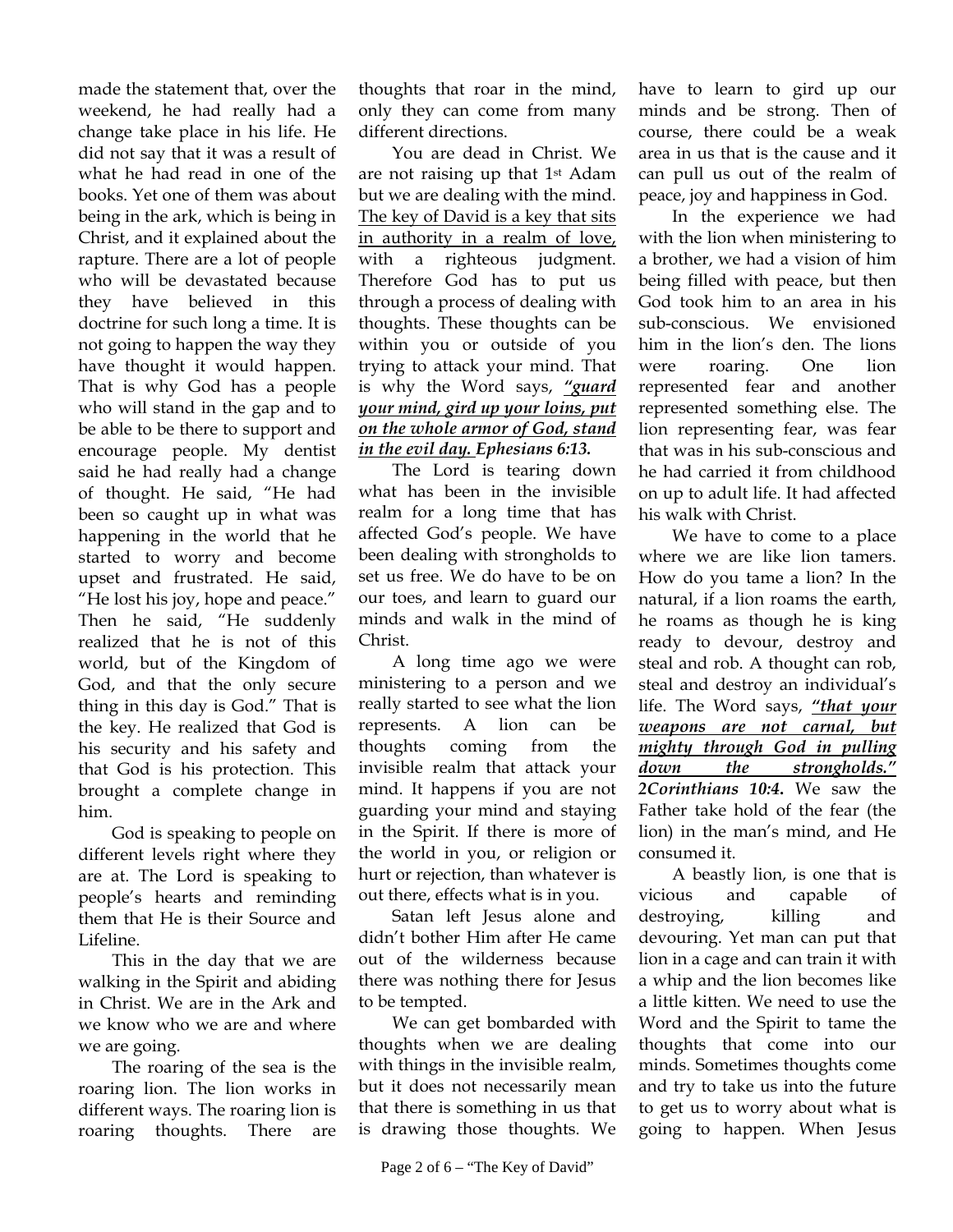made the statement that, over the weekend, he had really had a change take place in his life. He did not say that it was a result of what he had read in one of the books. Yet one of them was about being in the ark, which is being in Christ, and it explained about the rapture. There are a lot of people who will be devastated because they have believed in this doctrine for such long a time. It is not going to happen the way they have thought it would happen. That is why God has a people who will stand in the gap and to be able to be there to support and encourage people. My dentist said he had really had a change of thought. He said, "He had been so caught up in what was happening in the world that he started to worry and become upset and frustrated. He said, "He lost his joy, hope and peace." Then he said, "He suddenly realized that he is not of this world, but of the Kingdom of God, and that the only secure thing in this day is God." That is the key. He realized that God is his security and his safety and that God is his protection. This brought a complete change in him.

God is speaking to people on different levels right where they are at. The Lord is speaking to people's hearts and reminding them that He is their Source and Lifeline.

This in the day that we are walking in the Spirit and abiding in Christ. We are in the Ark and we know who we are and where we are going.

The roaring of the sea is the roaring lion. The lion works in different ways. The roaring lion is roaring thoughts. There are thoughts that roar in the mind, only they can come from many different directions.

You are dead in Christ. We are not raising up that 1st Adam but we are dealing with the mind. The key of David is a key that sits in authority in a realm of love, with a righteous judgment. Therefore God has to put us through a process of dealing with thoughts. These thoughts can be within you or outside of you trying to attack your mind. That is why the Word says, ***"guard your mind, gird up your loins, put on the whole armor of God, stand in the evil day.* Ephesians 6:13.**

The Lord is tearing down what has been in the invisible realm for a long time that has affected God's people. We have been dealing with strongholds to set us free. We do have to be on our toes, and learn to guard our minds and walk in the mind of Christ.

A long time ago we were ministering to a person and we really started to see what the lion represents. A lion can be thoughts coming from the invisible realm that attack your mind. It happens if you are not guarding your mind and staying in the Spirit. If there is more of the world in you, or religion or hurt or rejection, than whatever is out there, effects what is in you.

Satan left Jesus alone and didn't bother Him after He came out of the wilderness because there was nothing there for Jesus to be tempted.

We can get bombarded with thoughts when we are dealing with things in the invisible realm, but it does not necessarily mean that there is something in us that is drawing those thoughts. We have to learn to gird up our minds and be strong. Then of course, there could be a weak area in us that is the cause and it can pull us out of the realm of peace, joy and happiness in God.

In the experience we had with the lion when ministering to a brother, we had a vision of him being filled with peace, but then God took him to an area in his sub-conscious. We envisioned him in the lion's den. The lions were roaring. One lion represented fear and another represented something else. The lion representing fear, was fear that was in his sub-conscious and he had carried it from childhood on up to adult life. It had affected his walk with Christ.

We have to come to a place where we are like lion tamers. How do you tame a lion? In the natural, if a lion roams the earth, he roams as though he is king ready to devour, destroy and steal and rob. A thought can rob, steal and destroy an individual's life. The Word says, ***"that your weapons are not carnal, but mighty through God in pulling down the strongholds."* 2Corinthians 10:4.** We saw the Father take hold of the fear (the lion) in the man's mind, and He consumed it.

A beastly lion, is one that is vicious and capable of destroying, killing and devouring. Yet man can put that lion in a cage and can train it with a whip and the lion becomes like a little kitten. We need to use the Word and the Spirit to tame the thoughts that come into our minds. Sometimes thoughts come and try to take us into the future to get us to worry about what is going to happen. When Jesus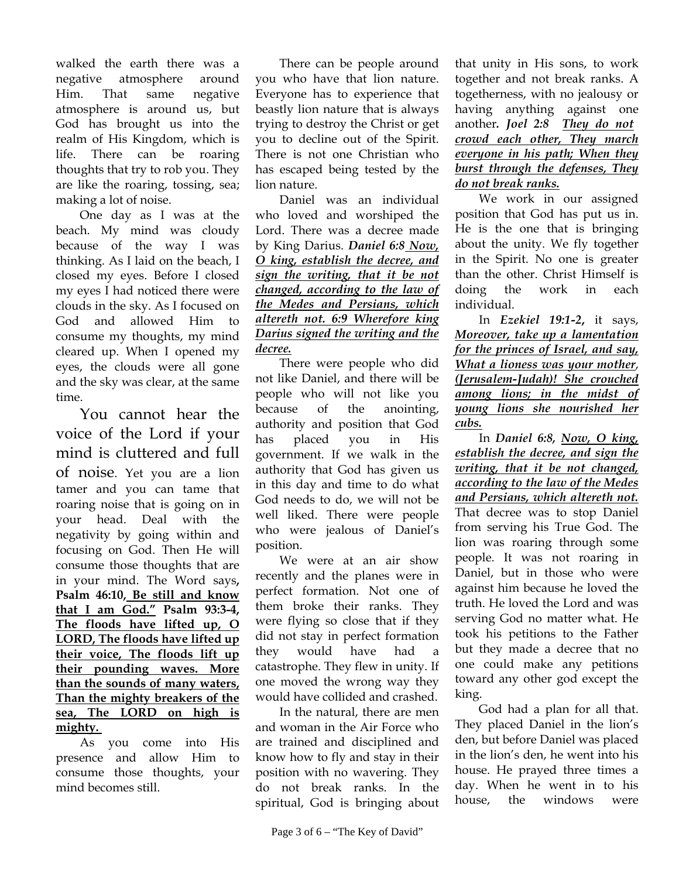walked the earth there was a negative atmosphere around Him. That same negative atmosphere is around us, but God has brought us into the realm of His Kingdom, which is life. There can be roaring thoughts that try to rob you. They are like the roaring, tossing, sea; making a lot of noise.

One day as I was at the beach. My mind was cloudy because of the way I was thinking. As I laid on the beach, I closed my eyes. Before I closed my eyes I had noticed there were clouds in the sky. As I focused on God and allowed Him to consume my thoughts, my mind cleared up. When I opened my eyes, the clouds were all gone and the sky was clear, at the same time.

You cannot hear the voice of the Lord if your mind is cluttered and full of noise. Yet you are a lion tamer and you can tame that roaring noise that is going on in your head. Deal with the negativity by going within and focusing on God. Then He will consume those thoughts that are in your mind. The Word says, **Psalm 46:10, <u>Be still and know that I am God."</u> Psalm 93:3-4, <u>The floods have lifted up, O LORD, The floods have lifted up their voice, The floods lift up their pounding waves. More than the sounds of many waters, Than the mighty breakers of the sea, The LORD on high is mighty.</u>**

As you come into His presence and allow Him to consume those thoughts, your mind becomes still.

There can be people around you who have that lion nature. Everyone has to experience that beastly lion nature that is always trying to destroy the Christ or get you to decline out of the Spirit. There is not one Christian who has escaped being tested by the lion nature.

Daniel was an individual who loved and worshiped the Lord. There was a decree made by King Darius. ***Daniel 6:8 <u>Now, O king, establish the decree, and sign the writing, that it be not changed, according to the law of the Medes and Persians, which altereth not. 6:9 Wherefore king Darius signed the writing and the decree.</u>***

There were people who did not like Daniel, and there will be people who will not like you because of the anointing, authority and position that God has placed you in His government. If we walk in the authority that God has given us in this day and time to do what God needs to do, we will not be well liked. There were people who were jealous of Daniel's position.

We were at an air show recently and the planes were in perfect formation. Not one of them broke their ranks. They were flying so close that if they did not stay in perfect formation they would have had a catastrophe. They flew in unity. If one moved the wrong way they would have collided and crashed.

In the natural, there are men and woman in the Air Force who are trained and disciplined and know how to fly and stay in their position with no wavering. They do not break ranks. In the spiritual, God is bringing about that unity in His sons, to work together and not break ranks. A togetherness, with no jealousy or having anything against one another. ***Joel 2:8 <u>They do not crowd each other, They march everyone in his path; When they burst through the defenses, They do not break ranks.</u>***

We work in our assigned position that God has put us in. He is the one that is bringing about the unity. We fly together in the Spirit. No one is greater than the other. Christ Himself is doing the work in each individual.

In ***Ezekiel 19:1-2***, it says, ***<u>Moreover, take up a lamentation for the princes of Israel, and say, What a lioness was your mother, (Jerusalem-Judah)! She crouched among lions; in the midst of young lions she nourished her cubs.</u>***

In ***Daniel 6:8, <u>Now, O king, establish the decree, and sign the writing, that it be not changed, according to the law of the Medes and Persians, which altereth not.</u>*** That decree was to stop Daniel from serving his True God. The lion was roaring through some people. It was not roaring in Daniel, but in those who were against him because he loved the truth. He loved the Lord and was serving God no matter what. He took his petitions to the Father but they made a decree that no one could make any petitions toward any other god except the king.

God had a plan for all that. They placed Daniel in the lion's den, but before Daniel was placed in the lion's den, he went into his house. He prayed three times a day. When he went in to his house, the windows were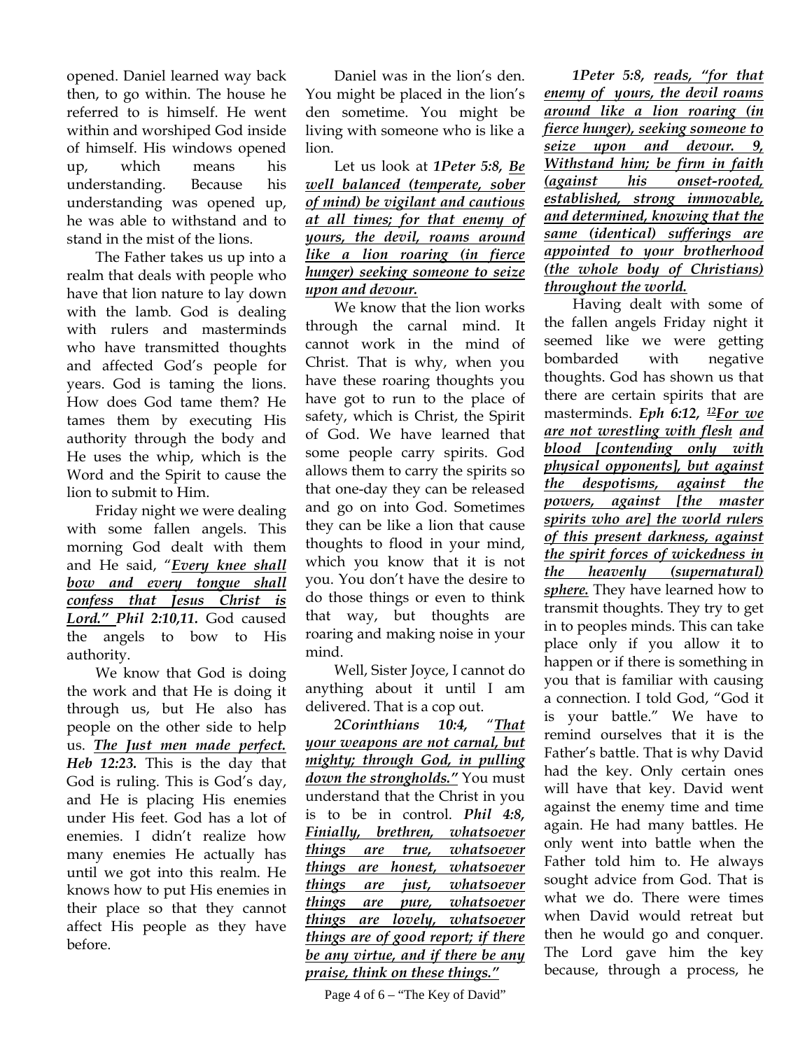opened. Daniel learned way back then, to go within. The house he referred to is himself. He went within and worshiped God inside of himself. His windows opened up, which means his understanding. Because his understanding was opened up, he was able to withstand and to stand in the mist of the lions.

The Father takes us up into a realm that deals with people who have that lion nature to lay down with the lamb. God is dealing with rulers and masterminds who have transmitted thoughts and affected God's people for years. God is taming the lions. How does God tame them? He tames them by executing His authority through the body and He uses the whip, which is the Word and the Spirit to cause the lion to submit to Him.

Friday night we were dealing with some fallen angels. This morning God dealt with them and He said, "***Every knee shall bow and every tongue shall confess that Jesus Christ is Lord."*** ***Phil 2:10,11.*** God caused the angels to bow to His authority.

We know that God is doing the work and that He is doing it through us, but He also has people on the other side to help us. ***The Just men made perfect.*** ***Heb 12:23.*** This is the day that God is ruling. This is God's day, and He is placing His enemies under His feet. God has a lot of enemies. I didn't realize how many enemies He actually has until we got into this realm. He knows how to put His enemies in their place so that they cannot affect His people as they have before.

Daniel was in the lion's den. You might be placed in the lion's den sometime. You might be living with someone who is like a lion.

Let us look at ***1Peter 5:8, Be well balanced (temperate, sober of mind) be vigilant and cautious at all times; for that enemy of yours, the devil, roams around like a lion roaring (in fierce hunger) seeking someone to seize upon and devour.***

We know that the lion works through the carnal mind. It cannot work in the mind of Christ. That is why, when you have these roaring thoughts you have got to run to the place of safety, which is Christ, the Spirit of God. We have learned that some people carry spirits. God allows them to carry the spirits so that one-day they can be released and go on into God. Sometimes they can be like a lion that cause thoughts to flood in your mind, which you know that it is not you. You don't have the desire to do those things or even to think that way, but thoughts are roaring and making noise in your mind.

Well, Sister Joyce, I cannot do anything about it until I am delivered. That is a cop out.

2*Corinthians 10:4,* "***That your weapons are not carnal, but mighty; through God, in pulling down the strongholds."*** You must understand that the Christ in you is to be in control. ***Phil 4:8, Finially, brethren, whatsoever things are true, whatsoever things are honest, whatsoever things are just, whatsoever things are pure, whatsoever things are lovely, whatsoever things are of good report; if there be any virtue, and if there be any praise, think on these things."***

***1Peter 5:8, reads, "for that enemy of yours, the devil roams around like a lion roaring (in fierce hunger), seeking someone to seize upon and devour. 9, Withstand him; be firm in faith (against his onset-rooted, established, strong immovable, and determined, knowing that the same (identical) sufferings are appointed to your brotherhood (the whole body of Christians) throughout the world.***

Having dealt with some of the fallen angels Friday night it seemed like we were getting bombarded with negative thoughts. God has shown us that there are certain spirits that are masterminds. ***Eph 6:12, [12]For we are not wrestling with flesh and blood [contending only with physical opponents], but against the despotisms, against the powers, against [the master spirits who are] the world rulers of this present darkness, against the spirit forces of wickedness in the heavenly (supernatural) sphere.*** They have learned how to transmit thoughts. They try to get in to peoples minds. This can take place only if you allow it to happen or if there is something in you that is familiar with causing a connection. I told God, "God it is your battle." We have to remind ourselves that it is the Father's battle. That is why David had the key. Only certain ones will have that key. David went against the enemy time and time again. He had many battles. He only went into battle when the Father told him to. He always sought advice from God. That is what we do. There were times when David would retreat but then he would go and conquer. The Lord gave him the key because, through a process, he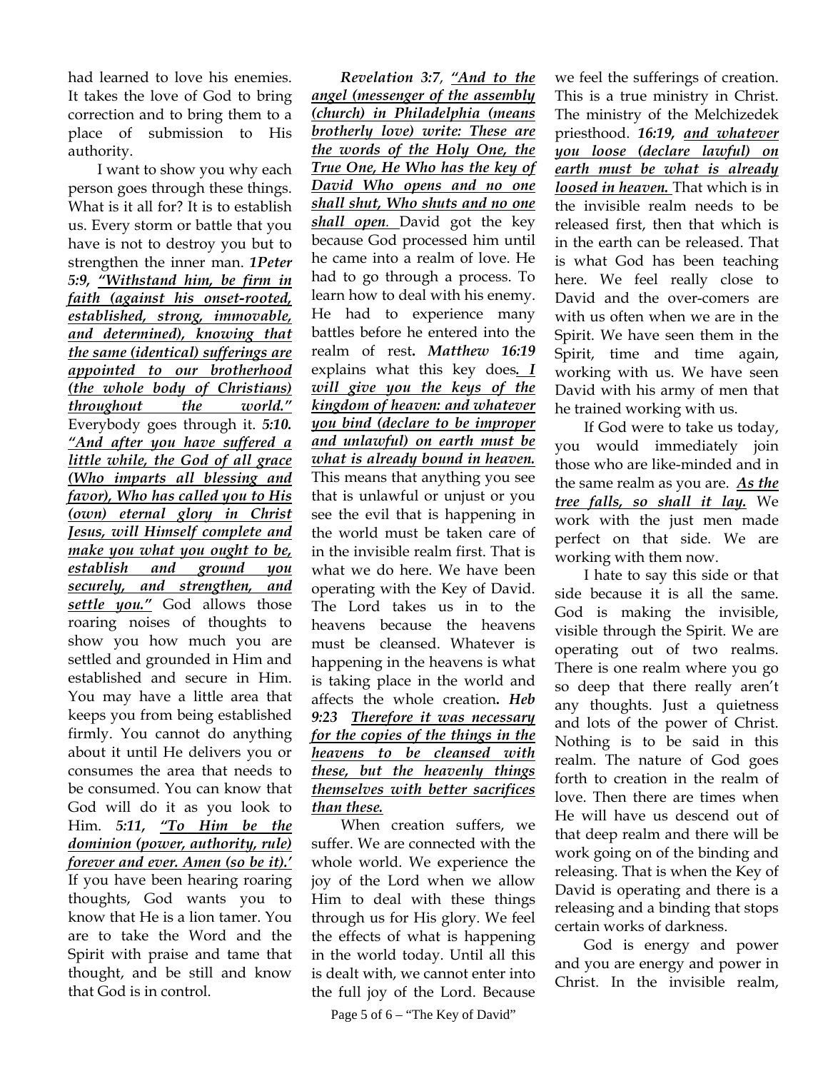had learned to love his enemies. It takes the love of God to bring correction and to bring them to a place of submission to His authority.

I want to show you why each person goes through these things. What is it all for? It is to establish us. Every storm or battle that you have is not to destroy you but to strengthen the inner man. ***1Peter 5:9, "Withstand him, be firm in faith (against his onset-rooted, established, strong, immovable, and determined), knowing that the same (identical) sufferings are appointed to our brotherhood (the whole body of Christians) throughout the world."*** Everybody goes through it. ***5:10. "And after you have suffered a little while, the God of all grace (Who imparts all blessing and favor), Who has called you to His (own) eternal glory in Christ Jesus, will Himself complete and make you what you ought to be, establish and ground you securely, and strengthen, and settle you."*** God allows those roaring noises of thoughts to show you how much you are settled and grounded in Him and established and secure in Him. You may have a little area that keeps you from being established firmly. You cannot do anything about it until He delivers you or consumes the area that needs to be consumed. You can know that God will do it as you look to Him. ***5:11, "To Him be the dominion (power, authority, rule) forever and ever. Amen (so be it).'*** If you have been hearing roaring thoughts, God wants you to know that He is a lion tamer. You are to take the Word and the Spirit with praise and tame that thought, and be still and know that God is in control.

***Revelation 3:7, "And to the angel (messenger of the assembly (church) in Philadelphia (means brotherly love) write: These are the words of the Holy One, the True One, He Who has the key of David Who opens and no one shall shut, Who shuts and no one shall open.*** David got the key because God processed him until he came into a realm of love. He had to go through a process. To learn how to deal with his enemy. He had to experience many battles before he entered into the realm of rest. ***Matthew 16:19*** explains what this key does***. I will give you the keys of the kingdom of heaven: and whatever you bind (declare to be improper and unlawful) on earth must be what is already bound in heaven.*** This means that anything you see that is unlawful or unjust or you see the evil that is happening in the world must be taken care of in the invisible realm first. That is what we do here. We have been operating with the Key of David. The Lord takes us in to the heavens because the heavens must be cleansed. Whatever is happening in the heavens is what is taking place in the world and affects the whole creation. ***Heb 9:23 Therefore it was necessary for the copies of the things in the heavens to be cleansed with these, but the heavenly things themselves with better sacrifices than these.***

When creation suffers, we suffer. We are connected with the whole world. We experience the joy of the Lord when we allow Him to deal with these things through us for His glory. We feel the effects of what is happening in the world today. Until all this is dealt with, we cannot enter into the full joy of the Lord. Because we feel the sufferings of creation. This is a true ministry in Christ. The ministry of the Melchizedek priesthood. ***16:19, and whatever you loose (declare lawful) on earth must be what is already loosed in heaven.*** That which is in the invisible realm needs to be released first, then that which is in the earth can be released. That is what God has been teaching here. We feel really close to David and the over-comers are with us often when we are in the Spirit. We have seen them in the Spirit, time and time again, working with us. We have seen David with his army of men that he trained working with us.

If God were to take us today, you would immediately join those who are like-minded and in the same realm as you are. ***As the tree falls, so shall it lay.*** We work with the just men made perfect on that side. We are working with them now.

I hate to say this side or that side because it is all the same. God is making the invisible, visible through the Spirit. We are operating out of two realms. There is one realm where you go so deep that there really aren't any thoughts. Just a quietness and lots of the power of Christ. Nothing is to be said in this realm. The nature of God goes forth to creation in the realm of love. Then there are times when He will have us descend out of that deep realm and there will be work going on of the binding and releasing. That is when the Key of David is operating and there is a releasing and a binding that stops certain works of darkness.

God is energy and power and you are energy and power in Christ. In the invisible realm,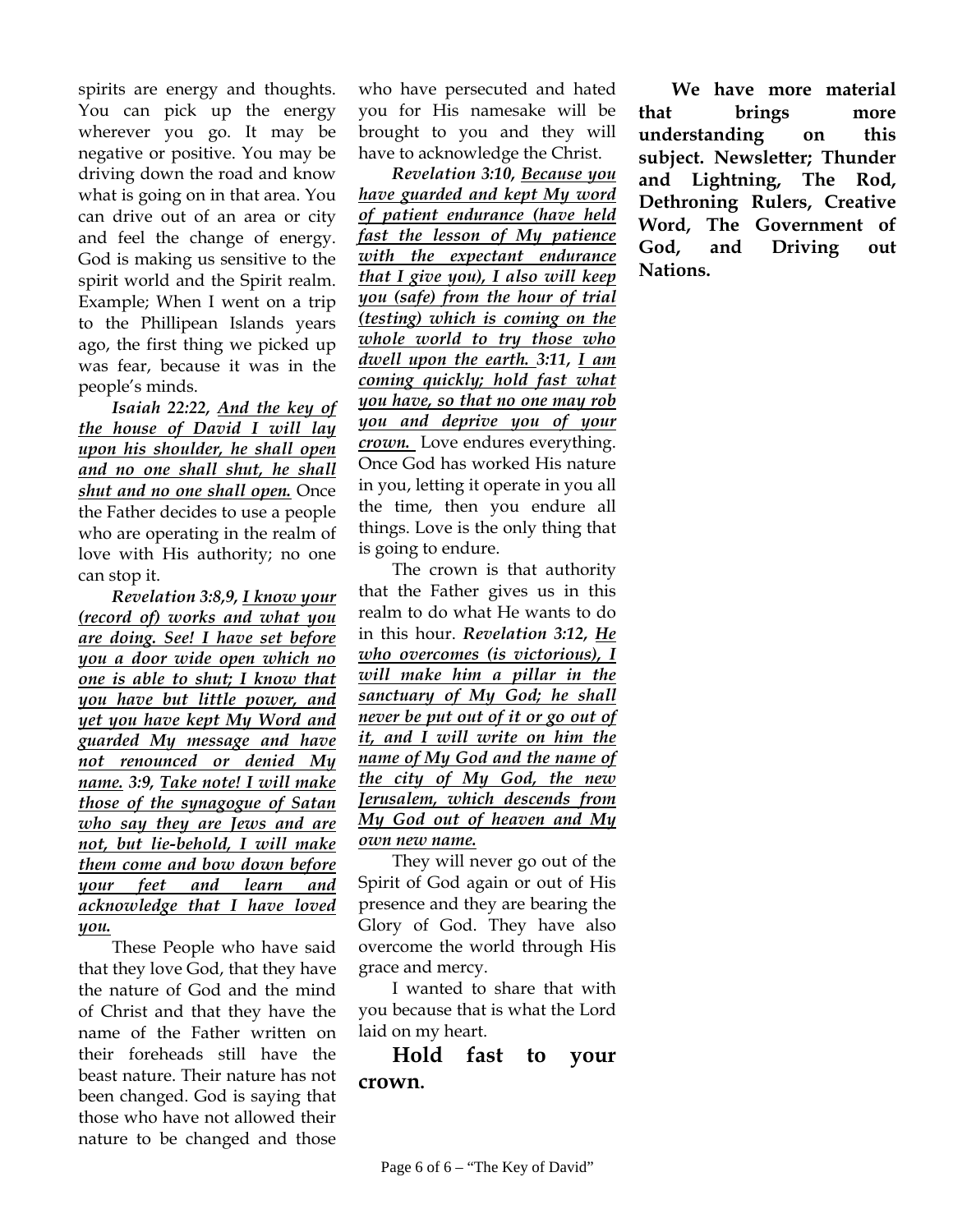spirits are energy and thoughts. You can pick up the energy wherever you go. It may be negative or positive. You may be driving down the road and know what is going on in that area. You can drive out of an area or city and feel the change of energy. God is making us sensitive to the spirit world and the Spirit realm. Example; When I went on a trip to the Phillipean Islands years ago, the first thing we picked up was fear, because it was in the people's minds.

***Isaiah 22:22,*** ***And the key of the house of David I will lay upon his shoulder, he shall open and no one shall shut, he shall shut and no one shall open.*** Once the Father decides to use a people who are operating in the realm of love with His authority; no one can stop it.

***Revelation 3:8,9,*** ***I know your (record of) works and what you are doing. See! I have set before you a door wide open which no one is able to shut; I know that you have but little power, and yet you have kept My Word and guarded My message and have not renounced or denied My name. 3:9, Take note! I will make those of the synagogue of Satan who say they are Jews and are not, but lie-behold, I will make them come and bow down before your feet and learn and acknowledge that I have loved you.***

These People who have said that they love God, that they have the nature of God and the mind of Christ and that they have the name of the Father written on their foreheads still have the beast nature. Their nature has not been changed. God is saying that those who have not allowed their nature to be changed and those who have persecuted and hated you for His namesake will be brought to you and they will have to acknowledge the Christ.

***Revelation 3:10,*** ***Because you have guarded and kept My word of patient endurance (have held fast the lesson of My patience with the expectant endurance that I give you), I also will keep you (safe) from the hour of trial (testing) which is coming on the whole world to try those who dwell upon the earth. 3:11, I am coming quickly; hold fast what you have, so that no one may rob you and deprive you of your crown.*** Love endures everything. Once God has worked His nature in you, letting it operate in you all the time, then you endure all things. Love is the only thing that is going to endure.

The crown is that authority that the Father gives us in this realm to do what He wants to do in this hour. ***Revelation 3:12,*** ***He who overcomes (is victorious), I will make him a pillar in the sanctuary of My God; he shall never be put out of it or go out of it, and I will write on him the name of My God and the name of the city of My God, the new Jerusalem, which descends from My God out of heaven and My own new name.***

They will never go out of the Spirit of God again or out of His presence and they are bearing the Glory of God. They have also overcome the world through His grace and mercy.

I wanted to share that with you because that is what the Lord laid on my heart.

**Hold fast to your crown.**

**We have more material that brings more understanding on this subject. Newsletter; Thunder and Lightning, The Rod, Dethroning Rulers, Creative Word, The Government of God, and Driving out Nations.**